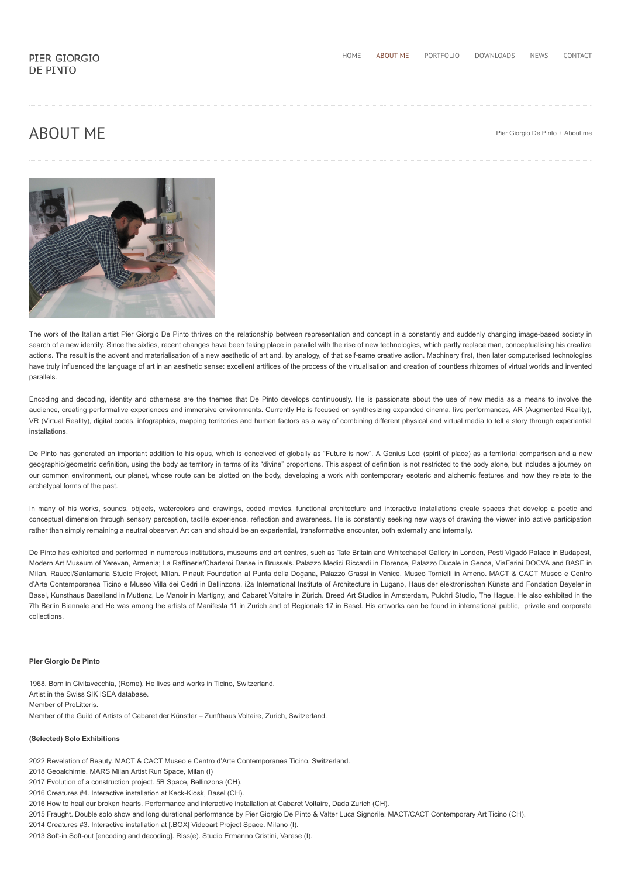PIER GIORGIO DE PINTO

HOME ABOUT ME PORTFOLIO DOWNLOADS NEWS CONTACT

# ABOUT ME

Pier Giorgio De Pinto / About me

The work of the Italian artist Pier Giorgio De Pinto thrives on the relationship between representation and concept in a constantly and suddenly changing image-based society in search of a new identity. Since the sixties, recent changes have been taking place in parallel with the rise of new technologies, which partly replace man, conceptualising his creative actions. The result is the advent and materialisation of a new aesthetic of art and, by analogy, of that self-same creative action. Machinery first, then later computerised technologies have truly influenced the language of art in an aesthetic sense: excellent artifices of the process of the virtualisation and creation of countless rhizomes of virtual worlds and invented parallels.

Encoding and decoding, identity and otherness are the themes that De Pinto develops continuously. He is passionate about the use of new media as a means to involve the audience, creating performative experiences and immersive environments. Currently He is focused on synthesizing expanded cinema, live performances, AR (Augmented Reality), VR (Virtual Reality), digital codes, infographics, mapping territories and human factors as a way of combining different physical and virtual media to tell a story through experiential installations.

De Pinto has generated an important addition to his opus, which is conceived of globally as "Future is now". A Genius Loci (spirit of place) as a territorial comparison and a new geographic/geometric definition, using the body as territory in terms of its "divine" proportions. This aspect of definition is not restricted to the body alone, but includes a journey on our common environment, our planet, whose route can be plotted on the body, developing a work with contemporary esoteric and alchemic features and how they relate to the archetypal forms of the past.

In many of his works, sounds, objects, watercolors and drawings, coded movies, functional architecture and interactive installations create spaces that develop a poetic and conceptual dimension through sensory perception, tactile experience, reflection and awareness. He is constantly seeking new ways of drawing the viewer into active participation rather than simply remaining a neutral observer. Art can and should be an experiential, transformative encounter, both externally and internally.

De Pinto has exhibited and performed in numerous institutions, museums and art centres, such as Tate Britain and Whitechapel Gallery in London, Pesti Vigadó Palace in Budapest, Modern Art Museum of Yerevan, Armenia; La Raffinerie/Charleroi Danse in Brussels. Palazzo Medici Riccardi in Florence, Palazzo Ducale in Genoa, ViaFarini DOCVA and BASE in Milan, Raucci/Santamaria Studio Project, Milan. Pinault Foundation at Punta della Dogana, Palazzo Grassi in Venice, Museo Tornielli in Ameno. MACT & CACT Museo e Centro d'Arte Contemporanea Ticino e Museo Villa dei Cedri in Bellinzona, i2a International Institute of Architecture in Lugano, Haus der elektronischen Künste and Fondation Beyeler in Basel, Kunsthaus Baselland in Muttenz, Le Manoir in Martigny, and Cabaret Voltaire in Zürich. Breed Art Studios in Amsterdam, Pulchri Studio, The Hague. He also exhibited in the 7th Berlin Biennale and He was among the artists of Manifesta 11 in Zurich and of Regionale 17 in Basel. His artworks can be found in international public, private and corporate collections.

**Pier Giorgio De Pinto**

1968, Born in Civitavecchia, (Rome). He lives and works in Ticino, Switzerland.
Artist in the Swiss SIK ISEA database.
Member of ProLitteris.
Member of the Guild of Artists of Cabaret der Künstler – Zunfthaus Voltaire, Zurich, Switzerland.

**(Selected) Solo Exhibitions**

2022 Revelation of Beauty. MACT & CACT Museo e Centro d'Arte Contemporanea Ticino, Switzerland.
2018 Geoalchimie. MARS Milan Artist Run Space, Milan (I)
2017 Evolution of a construction project. 5B Space, Bellinzona (CH).
2016 Creatures #4. Interactive installation at Keck-Kiosk, Basel (CH).
2016 How to heal our broken hearts. Performance and interactive installation at Cabaret Voltaire, Dada Zurich (CH).
2015 Fraught. Double solo show and long durational performance by Pier Giorgio De Pinto & Valter Luca Signorile. MACT/CACT Contemporary Art Ticino (CH).
2014 Creatures #3. Interactive installation at [.BOX] Videoart Project Space. Milano (I).
2013 Soft-in Soft-out [encoding and decoding]. Riss(e). Studio Ermanno Cristini, Varese (I).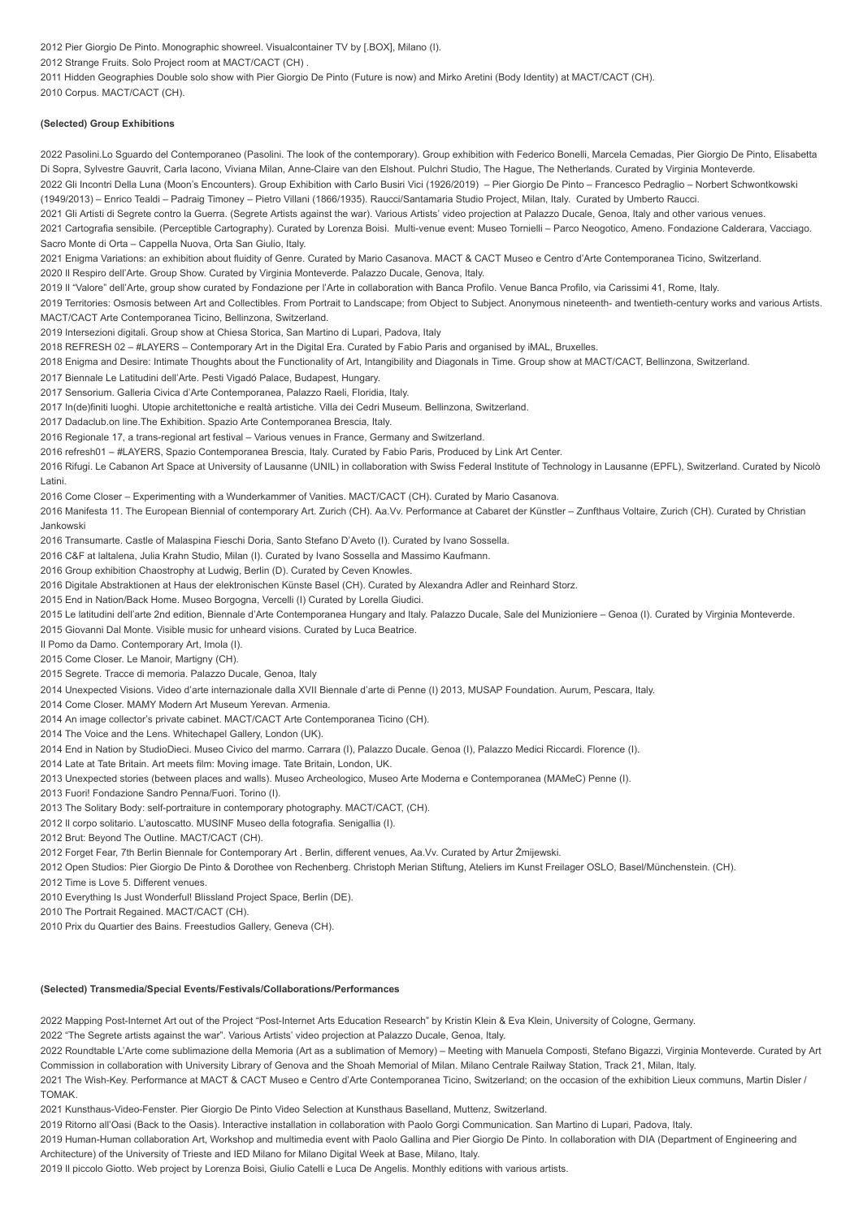2012 Pier Giorgio De Pinto. Monographic showreel. Visualcontainer TV by [.BOX], Milano (I).

2012 Strange Fruits. Solo Project room at MACT/CACT (CH) .

2011 Hidden Geographies Double solo show with Pier Giorgio De Pinto (Future is now) and Mirko Aretini (Body Identity) at MACT/CACT (CH).

2010 Corpus. MACT/CACT (CH).

**(Selected) Group Exhibitions**

2022 Pasolini.Lo Sguardo del Contemporaneo (Pasolini. The look of the contemporary). Group exhibition with Federico Bonelli, Marcela Cemadas, Pier Giorgio De Pinto, Elisabetta Di Sopra, Sylvestre Gauvrit, Carla Iacono, Viviana Milan, Anne-Claire van den Elshout. Pulchri Studio, The Hague, The Netherlands. Curated by Virginia Monteverde.

2022 Gli Incontri Della Luna (Moon's Encounters). Group Exhibition with Carlo Busiri Vici (1926/2019) – Pier Giorgio De Pinto – Francesco Pedraglio – Norbert Schwontkowski (1949/2013) – Enrico Tealdi – Padraig Timoney – Pietro Villani (1866/1935). Raucci/Santamaria Studio Project, Milan, Italy. Curated by Umberto Raucci.

2021 Gli Artisti di Segrete contro la Guerra. (Segrete Artists against the war). Various Artists' video projection at Palazzo Ducale, Genoa, Italy and other various venues.

2021 Cartografia sensibile. (Perceptible Cartography). Curated by Lorenza Boisi. Multi-venue event: Museo Tornielli – Parco Neogotico, Ameno. Fondazione Calderara, Vacciago. Sacro Monte di Orta – Cappella Nuova, Orta San Giulio, Italy.

2021 Enigma Variations: an exhibition about fluidity of Genre. Curated by Mario Casanova. MACT & CACT Museo e Centro d'Arte Contemporanea Ticino, Switzerland.

2020 Il Respiro dell'Arte. Group Show. Curated by Virginia Monteverde. Palazzo Ducale, Genova, Italy.

2019 Il "Valore" dell'Arte, group show curated by Fondazione per l'Arte in collaboration with Banca Profilo. Venue Banca Profilo, via Carissimi 41, Rome, Italy.

2019 Territories: Osmosis between Art and Collectibles. From Portrait to Landscape; from Object to Subject. Anonymous nineteenth- and twentieth-century works and various Artists. MACT/CACT Arte Contemporanea Ticino, Bellinzona, Switzerland.

2019 Intersezioni digitali. Group show at Chiesa Storica, San Martino di Lupari, Padova, Italy

2018 REFRESH 02 – #LAYERS – Contemporary Art in the Digital Era. Curated by Fabio Paris and organised by iMAL, Bruxelles.

2018 Enigma and Desire: Intimate Thoughts about the Functionality of Art, Intangibility and Diagonals in Time. Group show at MACT/CACT, Bellinzona, Switzerland.

2017 Biennale Le Latitudini dell'Arte. Pesti Vigadó Palace, Budapest, Hungary.

2017 Sensorium. Galleria Civica d'Arte Contemporanea, Palazzo Raeli, Floridia, Italy.

2017 In(de)finiti luoghi. Utopie architettoniche e realtà artistiche. Villa dei Cedri Museum. Bellinzona, Switzerland.

2017 Dadaclub.on line.The Exhibition. Spazio Arte Contemporanea Brescia, Italy.

2016 Regionale 17, a trans-regional art festival – Various venues in France, Germany and Switzerland.

2016 refresh01 – #LAYERS, Spazio Contemporanea Brescia, Italy. Curated by Fabio Paris, Produced by Link Art Center.

2016 Rifugi. Le Cabanon Art Space at University of Lausanne (UNIL) in collaboration with Swiss Federal Institute of Technology in Lausanne (EPFL), Switzerland. Curated by Nicolò Latini.

2016 Come Closer – Experimenting with a Wunderkammer of Vanities. MACT/CACT (CH). Curated by Mario Casanova.

2016 Manifesta 11. The European Biennial of contemporary Art. Zurich (CH). Aa.Vv. Performance at Cabaret der Künstler – Zunfthaus Voltaire, Zurich (CH). Curated by Christian Jankowski

2016 Transumarte. Castle of Malaspina Fieschi Doria, Santo Stefano D'Aveto (I). Curated by Ivano Sossella.

2016 C&F at laltalena, Julia Krahn Studio, Milan (I). Curated by Ivano Sossella and Massimo Kaufmann.

2016 Group exhibition Chaostrophy at Ludwig, Berlin (D). Curated by Ceven Knowles.

2016 Digitale Abstraktionen at Haus der elektronischen Künste Basel (CH). Curated by Alexandra Adler and Reinhard Storz.

2015 End in Nation/Back Home. Museo Borgogna, Vercelli (I) Curated by Lorella Giudici.

2015 Le latitudini dell'arte 2nd edition, Biennale d'Arte Contemporanea Hungary and Italy. Palazzo Ducale, Sale del Munizioniere – Genoa (I). Curated by Virginia Monteverde.

2015 Giovanni Dal Monte. Visible music for unheard visions. Curated by Luca Beatrice.

Il Pomo da Damo. Contemporary Art, Imola (I).

2015 Come Closer. Le Manoir, Martigny (CH).

2015 Segrete. Tracce di memoria. Palazzo Ducale, Genoa, Italy

2014 Unexpected Visions. Video d'arte internazionale dalla XVII Biennale d'arte di Penne (I) 2013, MUSAP Foundation. Aurum, Pescara, Italy.

2014 Come Closer. MAMY Modern Art Museum Yerevan. Armenia.

2014 An image collector's private cabinet. MACT/CACT Arte Contemporanea Ticino (CH).

2014 The Voice and the Lens. Whitechapel Gallery, London (UK).

2014 End in Nation by StudioDieci. Museo Civico del marmo. Carrara (I), Palazzo Ducale. Genoa (I), Palazzo Medici Riccardi. Florence (I).

2014 Late at Tate Britain. Art meets film: Moving image. Tate Britain, London, UK.

2013 Unexpected stories (between places and walls). Museo Archeologico, Museo Arte Moderna e Contemporanea (MAMeC) Penne (I).

2013 Fuori! Fondazione Sandro Penna/Fuori. Torino (I).

2013 The Solitary Body: self-portraiture in contemporary photography. MACT/CACT, (CH).

2012 Il corpo solitario. L'autoscatto. MUSINF Museo della fotografia. Senigallia (I).

2012 Brut: Beyond The Outline. MACT/CACT (CH).

2012 Forget Fear, 7th Berlin Biennale for Contemporary Art . Berlin, different venues, Aa.Vv. Curated by Artur Żmijewski.

2012 Open Studios: Pier Giorgio De Pinto & Dorothee von Rechenberg. Christoph Merian Stiftung, Ateliers im Kunst Freilager OSLO, Basel/Münchenstein. (CH).

2012 Time is Love 5. Different venues.

2010 Everything Is Just Wonderful! Blissland Project Space, Berlin (DE).

2010 The Portrait Regained. MACT/CACT (CH).

2010 Prix du Quartier des Bains. Freestudios Gallery, Geneva (CH).

**(Selected) Transmedia/Special Events/Festivals/Collaborations/Performances**

2022 Mapping Post-Internet Art out of the Project "Post-Internet Arts Education Research" by Kristin Klein & Eva Klein, University of Cologne, Germany.

2022 "The Segrete artists against the war". Various Artists' video projection at Palazzo Ducale, Genoa, Italy.

2022 Roundtable L'Arte come sublimazione della Memoria (Art as a sublimation of Memory) – Meeting with Manuela Composti, Stefano Bigazzi, Virginia Monteverde. Curated by Art Commission in collaboration with University Library of Genova and the Shoah Memorial of Milan. Milano Centrale Railway Station, Track 21, Milan, Italy.

2021 The Wish-Key. Performance at MACT & CACT Museo e Centro d'Arte Contemporanea Ticino, Switzerland; on the occasion of the exhibition Lieux communs, Martin Disler / TOMAK.

2021 Kunsthaus-Video-Fenster. Pier Giorgio De Pinto Video Selection at Kunsthaus Baselland, Muttenz, Switzerland.

2019 Ritorno all'Oasi (Back to the Oasis). Interactive installation in collaboration with Paolo Gorgi Communication. San Martino di Lupari, Padova, Italy.

2019 Human-Human collaboration Art, Workshop and multimedia event with Paolo Gallina and Pier Giorgio De Pinto. In collaboration with DIA (Department of Engineering and Architecture) of the University of Trieste and IED Milano for Milano Digital Week at Base, Milano, Italy.

2019 Il piccolo Giotto. Web project by Lorenza Boisi, Giulio Catelli e Luca De Angelis. Monthly editions with various artists.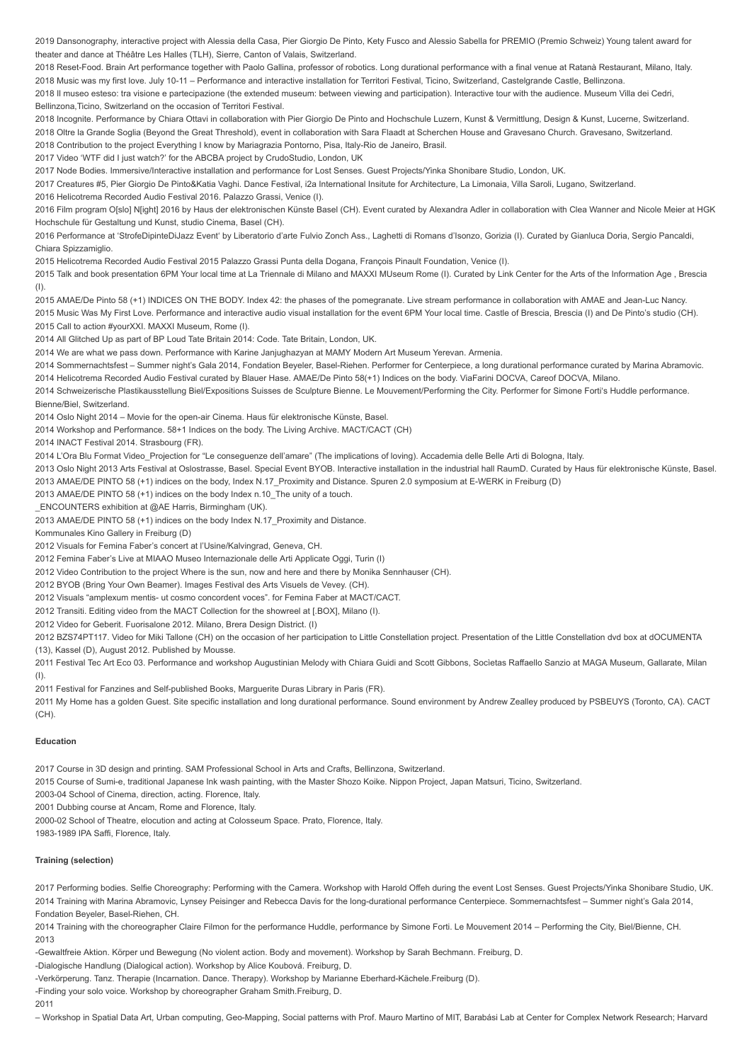2019 Dansonography, interactive project with Alessia della Casa, Pier Giorgio De Pinto, Kety Fusco and Alessio Sabella for PREMIO (Premio Schweiz) Young talent award for theater and dance at Théâtre Les Halles (TLH), Sierre, Canton of Valais, Switzerland.

2018 Reset-Food. Brain Art performance together with Paolo Gallina, professor of robotics. Long durational performance with a final venue at Ratanà Restaurant, Milano, Italy.

2018 Music was my first love. July 10-11 – Performance and interactive installation for Territori Festival, Ticino, Switzerland, Castelgrande Castle, Bellinzona.

2018 Il museo esteso: tra visione e partecipazione (the extended museum: between viewing and participation). Interactive tour with the audience. Museum Villa dei Cedri, Bellinzona,Ticino, Switzerland on the occasion of Territori Festival.

2018 Incognite. Performance by Chiara Ottavi in collaboration with Pier Giorgio De Pinto and Hochschule Luzern, Kunst & Vermittlung, Design & Kunst, Lucerne, Switzerland.

2018 Oltre la Grande Soglia (Beyond the Great Threshold), event in collaboration with Sara Flaadt at Scherchen House and Gravesano Church. Gravesano, Switzerland.

2018 Contribution to the project Everything I know by Mariagrazia Pontorno, Pisa, Italy-Rio de Janeiro, Brasil.

2017 Video 'WTF did I just watch?' for the ABCBA project by CrudoStudio, London, UK

2017 Node Bodies. Immersive/Interactive installation and performance for Lost Senses. Guest Projects/Yinka Shonibare Studio, London, UK.

2017 Creatures #5, Pier Giorgio De Pinto&Katia Vaghi. Dance Festival, i2a International Insitute for Architecture, La Limonaia, Villa Saroli, Lugano, Switzerland.

2016 Helicotrema Recorded Audio Festival 2016. Palazzo Grassi, Venice (I).

2016 Film program O[slo] N[ight] 2016 by Haus der elektronischen Künste Basel (CH). Event curated by Alexandra Adler in collaboration with Clea Wanner and Nicole Meier at HGK Hochschule für Gestaltung und Kunst, studio Cinema, Basel (CH).

2016 Performance at 'StrofeDipinteDiJazz Event' by Liberatorio d'arte Fulvio Zonch Ass., Laghetti di Romans d'Isonzo, Gorizia (I). Curated by Gianluca Doria, Sergio Pancaldi, Chiara Spizzamiglio.

2015 Helicotrema Recorded Audio Festival 2015 Palazzo Grassi Punta della Dogana, François Pinault Foundation, Venice (I).

2015 Talk and book presentation 6PM Your local time at La Triennale di Milano and MAXXI MUseum Rome (I). Curated by Link Center for the Arts of the Information Age , Brescia (I).

2015 AMAE/De Pinto 58 (+1) INDICES ON THE BODY. Index 42: the phases of the pomegranate. Live stream performance in collaboration with AMAE and Jean-Luc Nancy.

2015 Music Was My First Love. Performance and interactive audio visual installation for the event 6PM Your local time. Castle of Brescia, Brescia (I) and De Pinto's studio (CH).

2015 Call to action #yourXXI. MAXXI Museum, Rome (I).

2014 All Glitched Up as part of BP Loud Tate Britain 2014: Code. Tate Britain, London, UK.

2014 We are what we pass down. Performance with Karine Janjughazyan at MAMY Modern Art Museum Yerevan. Armenia.

2014 Sommernachtsfest – Summer night's Gala 2014, Fondation Beyeler, Basel-Riehen. Performer for Centerpiece, a long durational performance curated by Marina Abramovic.

2014 Helicotrema Recorded Audio Festival curated by Blauer Hase. AMAE/De Pinto 58(+1) Indices on the body. ViaFarini DOCVA, Careof DOCVA, Milano.

2014 Schweizerische Plastikausstellung Biel/Expositions Suisses de Sculpture Bienne. Le Mouvement/Performing the City. Performer for Simone Forti's Huddle performance. Bienne/Biel, Switzerland.

2014 Oslo Night 2014 – Movie for the open-air Cinema. Haus für elektronische Künste, Basel.

2014 Workshop and Performance. 58+1 Indices on the body. The Living Archive. MACT/CACT (CH)

2014 INACT Festival 2014. Strasbourg (FR).

2014 L'Ora Blu Format Video_Projection for "Le conseguenze dell'amare" (The implications of loving). Accademia delle Belle Arti di Bologna, Italy.

2013 Oslo Night 2013 Arts Festival at Oslostrasse, Basel. Special Event BYOB. Interactive installation in the industrial hall RaumD. Curated by Haus für elektronische Künste, Basel.

2013 AMAE/DE PINTO 58 (+1) indices on the body, Index N.17_Proximity and Distance. Spuren 2.0 symposium at E-WERK in Freiburg (D)

2013 AMAE/DE PINTO 58 (+1) indices on the body Index n.10_The unity of a touch.

_ENCOUNTERS exhibition at @AE Harris, Birmingham (UK).

2013 AMAE/DE PINTO 58 (+1) indices on the body Index N.17_Proximity and Distance.

Kommunales Kino Gallery in Freiburg (D)

2012 Visuals for Femina Faber's concert at l'Usine/Kalvingrad, Geneva, CH.

2012 Femina Faber's Live at MIAAO Museo Internazionale delle Arti Applicate Oggi, Turin (I)

2012 Video Contribution to the project Where is the sun, now and here and there by Monika Sennhauser (CH).

2012 BYOB (Bring Your Own Beamer). Images Festival des Arts Visuels de Vevey. (CH).

2012 Visuals "amplexum mentis- ut cosmo concordent voces". for Femina Faber at MACT/CACT.

2012 Transiti. Editing video from the MACT Collection for the showreel at [.BOX], Milano (I).

2012 Video for Geberit. Fuorisalone 2012. Milano, Brera Design District. (I)

2012 BZS74PT117. Video for Miki Tallone (CH) on the occasion of her participation to Little Constellation project. Presentation of the Little Constellation dvd box at dOCUMENTA (13), Kassel (D), August 2012. Published by Mousse.

2011 Festival Tec Art Eco 03. Performance and workshop Augustinian Melody with Chiara Guidi and Scott Gibbons, Socìetas Raffaello Sanzio at MAGA Museum, Gallarate, Milan (I).

2011 Festival for Fanzines and Self-published Books, Marguerite Duras Library in Paris (FR).

2011 My Home has a golden Guest. Site specific installation and long durational performance. Sound environment by Andrew Zealley produced by PSBEUYS (Toronto, CA). CACT (CH).

#### Education

2017 Course in 3D design and printing. SAM Professional School in Arts and Crafts, Bellinzona, Switzerland.

2015 Course of Sumi-e, traditional Japanese Ink wash painting, with the Master Shozo Koike. Nippon Project, Japan Matsuri, Ticino, Switzerland.

2003-04 School of Cinema, direction, acting. Florence, Italy.

2001 Dubbing course at Ancam, Rome and Florence, Italy.

2000-02 School of Theatre, elocution and acting at Colosseum Space. Prato, Florence, Italy.

1983-1989 IPA Saffi, Florence, Italy.

#### Training (selection)

2017 Performing bodies. Selfie Choreography: Performing with the Camera. Workshop with Harold Offeh during the event Lost Senses. Guest Projects/Yinka Shonibare Studio, UK.

2014 Training with Marina Abramovic, Lynsey Peisinger and Rebecca Davis for the long-durational performance Centerpiece. Sommernachtsfest – Summer night's Gala 2014, Fondation Beyeler, Basel-Riehen, CH.

2014 Training with the choreographer Claire Filmon for the performance Huddle, performance by Simone Forti. Le Mouvement 2014 – Performing the City, Biel/Bienne, CH.

2013

-Gewaltfreie Aktion. Körper und Bewegung (No violent action. Body and movement). Workshop by Sarah Bechmann. Freiburg, D.

-Dialogische Handlung (Dialogical action). Workshop by Alice Koubová. Freiburg, D.

-Verkörperung. Tanz. Therapie (Incarnation. Dance. Therapy). Workshop by Marianne Eberhard-Kächele.Freiburg (D).

-Finding your solo voice. Workshop by choreographer Graham Smith.Freiburg, D.

2011

– Workshop in Spatial Data Art, Urban computing, Geo-Mapping, Social patterns with Prof. Mauro Martino of MIT, Barabási Lab at Center for Complex Network Research; Harvard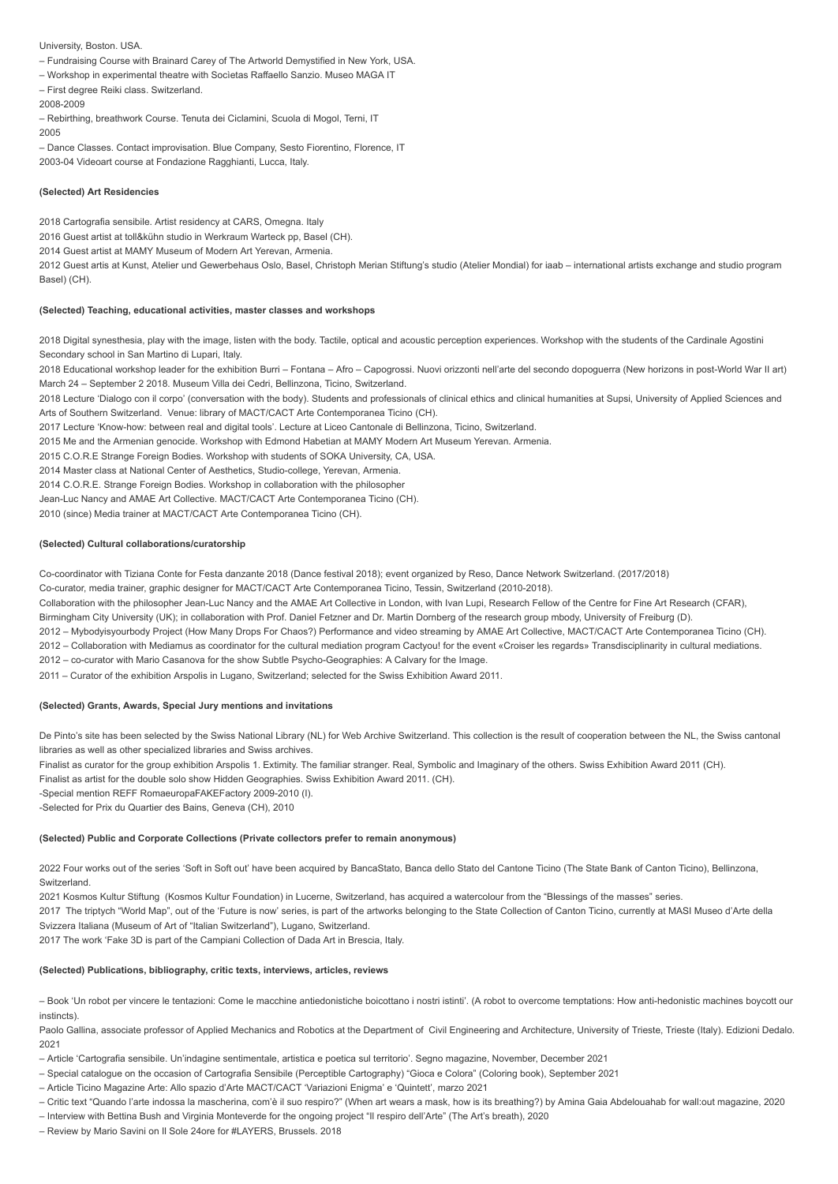University, Boston. USA.

– Fundraising Course with Brainard Carey of The Artworld Demystified in New York, USA.

– Workshop in experimental theatre with Socìetas Raffaello Sanzio. Museo MAGA IT

– First degree Reiki class. Switzerland.

2008-2009

– Rebirthing, breathwork Course. Tenuta dei Ciclamini, Scuola di Mogol, Terni, IT

2005

– Dance Classes. Contact improvisation. Blue Company, Sesto Fiorentino, Florence, IT

2003-04 Videoart course at Fondazione Ragghianti, Lucca, Italy.

**(Selected) Art Residencies**

2018 Cartografia sensibile. Artist residency at CARS, Omegna. Italy

2016 Guest artist at toll&kühn studio in Werkraum Warteck pp, Basel (CH).

2014 Guest artist at MAMY Museum of Modern Art Yerevan, Armenia.

2012 Guest artis at Kunst, Atelier und Gewerbehaus Oslo, Basel, Christoph Merian Stiftung's studio (Atelier Mondial) for iaab – international artists exchange and studio program Basel) (CH).

**(Selected) Teaching, educational activities, master classes and workshops**

2018 Digital synesthesia, play with the image, listen with the body. Tactile, optical and acoustic perception experiences. Workshop with the students of the Cardinale Agostini Secondary school in San Martino di Lupari, Italy.

2018 Educational workshop leader for the exhibition Burri – Fontana – Afro – Capogrossi. Nuovi orizzonti nell'arte del secondo dopoguerra (New horizons in post-World War II art) March 24 – September 2 2018. Museum Villa dei Cedri, Bellinzona, Ticino, Switzerland.

2018 Lecture 'Dialogo con il corpo' (conversation with the body). Students and professionals of clinical ethics and clinical humanities at Supsi, University of Applied Sciences and Arts of Southern Switzerland. Venue: library of MACT/CACT Arte Contemporanea Ticino (CH).

2017 Lecture 'Know-how: between real and digital tools'. Lecture at Liceo Cantonale di Bellinzona, Ticino, Switzerland.

2015 Me and the Armenian genocide. Workshop with Edmond Habetian at MAMY Modern Art Museum Yerevan. Armenia.

2015 C.O.R.E Strange Foreign Bodies. Workshop with students of SOKA University, CA, USA.

2014 Master class at National Center of Aesthetics, Studio-college, Yerevan, Armenia.

2014 C.O.R.E. Strange Foreign Bodies. Workshop in collaboration with the philosopher

Jean-Luc Nancy and AMAE Art Collective. MACT/CACT Arte Contemporanea Ticino (CH).

2010 (since) Media trainer at MACT/CACT Arte Contemporanea Ticino (CH).

**(Selected) Cultural collaborations/curatorship**

Co-coordinator with Tiziana Conte for Festa danzante 2018 (Dance festival 2018); event organized by Reso, Dance Network Switzerland. (2017/2018)

Co-curator, media trainer, graphic designer for MACT/CACT Arte Contemporanea Ticino, Tessin, Switzerland (2010-2018).

Collaboration with the philosopher Jean-Luc Nancy and the AMAE Art Collective in London, with Ivan Lupi, Research Fellow of the Centre for Fine Art Research (CFAR), Birmingham City University (UK); in collaboration with Prof. Daniel Fetzner and Dr. Martin Dornberg of the research group mbody, University of Freiburg (D).

2012 – Mybodyisyourbody Project (How Many Drops For Chaos?) Performance and video streaming by AMAE Art Collective, MACT/CACT Arte Contemporanea Ticino (CH).

2012 – Collaboration with Mediamus as coordinator for the cultural mediation program Cactyou! for the event «Croiser les regards» Transdisciplinarity in cultural mediations.

2012 – co-curator with Mario Casanova for the show Subtle Psycho-Geographies: A Calvary for the Image.

2011 – Curator of the exhibition Arspolis in Lugano, Switzerland; selected for the Swiss Exhibition Award 2011.

**(Selected) Grants, Awards, Special Jury mentions and invitations**

De Pinto's site has been selected by the Swiss National Library (NL) for Web Archive Switzerland. This collection is the result of cooperation between the NL, the Swiss cantonal libraries as well as other specialized libraries and Swiss archives.

Finalist as curator for the group exhibition Arspolis 1. Extimity. The familiar stranger. Real, Symbolic and Imaginary of the others. Swiss Exhibition Award 2011 (CH).

Finalist as artist for the double solo show Hidden Geographies. Swiss Exhibition Award 2011. (CH).

-Special mention REFF RomaeuropaFAKEFactory 2009-2010 (I).

-Selected for Prix du Quartier des Bains, Geneva (CH), 2010

**(Selected) Public and Corporate Collections (Private collectors prefer to remain anonymous)**

2022 Four works out of the series 'Soft in Soft out' have been acquired by BancaStato, Banca dello Stato del Cantone Ticino (The State Bank of Canton Ticino), Bellinzona, Switzerland.

2021 Kosmos Kultur Stiftung (Kosmos Kultur Foundation) in Lucerne, Switzerland, has acquired a watercolour from the "Blessings of the masses" series.

2017 The triptych "World Map", out of the 'Future is now' series, is part of the artworks belonging to the State Collection of Canton Ticino, currently at MASI Museo d'Arte della Svizzera Italiana (Museum of Art of "Italian Switzerland"), Lugano, Switzerland.

2017 The work 'Fake 3D is part of the Campiani Collection of Dada Art in Brescia, Italy.

**(Selected) Publications, bibliography, critic texts, interviews, articles, reviews**

– Book 'Un robot per vincere le tentazioni: Come le macchine antiedonistiche boicottano i nostri istinti'. (A robot to overcome temptations: How anti-hedonistic machines boycott our instincts).

Paolo Gallina, associate professor of Applied Mechanics and Robotics at the Department of Civil Engineering and Architecture, University of Trieste, Trieste (Italy). Edizioni Dedalo. 2021

– Article 'Cartografia sensibile. Un'indagine sentimentale, artistica e poetica sul territorio'. Segno magazine, November, December 2021

– Special catalogue on the occasion of Cartografia Sensibile (Perceptible Cartography) "Gioca e Colora" (Coloring book), September 2021

– Article Ticino Magazine Arte: Allo spazio d'Arte MACT/CACT 'Variazioni Enigma' e 'Quintett', marzo 2021

– Critic text "Quando l'arte indossa la mascherina, com'è il suo respiro?" (When art wears a mask, how is its breathing?) by Amina Gaia Abdelouahab for wall:out magazine, 2020

– Interview with Bettina Bush and Virginia Monteverde for the ongoing project "Il respiro dell'Arte" (The Art's breath), 2020

– Review by Mario Savini on Il Sole 24ore for #LAYERS, Brussels. 2018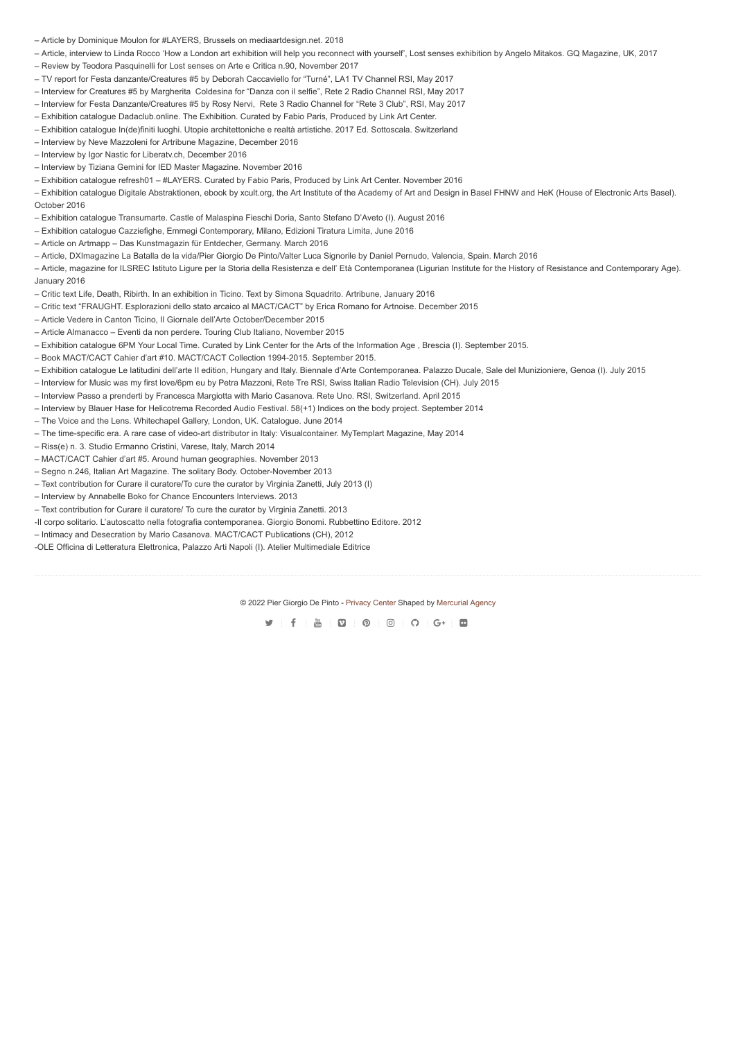– Article by Dominique Moulon for #LAYERS, Brussels on mediaartdesign.net. 2018

– Article, interview to Linda Rocco 'How a London art exhibition will help you reconnect with yourself', Lost senses exhibition by Angelo Mitakos. GQ Magazine, UK, 2017

– Review by Teodora Pasquinelli for Lost senses on Arte e Critica n.90, November 2017

– TV report for Festa danzante/Creatures #5 by Deborah Caccaviello for "Turné", LA1 TV Channel RSI, May 2017

– Interview for Creatures #5 by Margherita Coldesina for "Danza con il selfie", Rete 2 Radio Channel RSI, May 2017

– Interview for Festa Danzante/Creatures #5 by Rosy Nervi, Rete 3 Radio Channel for "Rete 3 Club", RSI, May 2017

– Exhibition catalogue Dadaclub.online. The Exhibition. Curated by Fabio Paris, Produced by Link Art Center.

– Exhibition catalogue In(de)finiti luoghi. Utopie architettoniche e realtà artistiche. 2017 Ed. Sottoscala. Switzerland

– Interview by Neve Mazzoleni for Artribune Magazine, December 2016

– Interview by Igor Nastic for Liberatv.ch, December 2016

– Interview by Tiziana Gemini for IED Master Magazine. November 2016

– Exhibition catalogue refresh01 – #LAYERS. Curated by Fabio Paris, Produced by Link Art Center. November 2016

– Exhibition catalogue Digitale Abstraktionen, ebook by xcult.org, the Art Institute of the Academy of Art and Design in Basel FHNW and HeK (House of Electronic Arts Basel). October 2016

– Exhibition catalogue Transumarte. Castle of Malaspina Fieschi Doria, Santo Stefano D'Aveto (I). August 2016

– Exhibition catalogue Cazziefighe, Emmegi Contemporary, Milano, Edizioni Tiratura Limita, June 2016

– Article on Artmapp – Das Kunstmagazin für Entdecher, Germany. March 2016

– Article, DXImagazine La Batalla de la vida/Pier Giorgio De Pinto/Valter Luca Signorile by Daniel Pernudo, Valencia, Spain. March 2016

– Article, magazine for ILSREC Istituto Ligure per la Storia della Resistenza e dell' Età Contemporanea (Ligurian Institute for the History of Resistance and Contemporary Age). January 2016

– Critic text Life, Death, Ribirth. In an exhibition in Ticino. Text by Simona Squadrito. Artribune, January 2016

– Critic text "FRAUGHT. Esplorazioni dello stato arcaico al MACT/CACT" by Erica Romano for Artnoise. December 2015

– Article Vedere in Canton Ticino, Il Giornale dell'Arte October/December 2015

– Article Almanacco – Eventi da non perdere. Touring Club Italiano, November 2015

– Exhibition catalogue 6PM Your Local Time. Curated by Link Center for the Arts of the Information Age , Brescia (I). September 2015.

– Book MACT/CACT Cahier d'art #10. MACT/CACT Collection 1994-2015. September 2015.

– Exhibition catalogue Le latitudini dell'arte II edition, Hungary and Italy. Biennale d'Arte Contemporanea. Palazzo Ducale, Sale del Munizioniere, Genoa (I). July 2015

– Interview for Music was my first love/6pm eu by Petra Mazzoni, Rete Tre RSI, Swiss Italian Radio Television (CH). July 2015

– Interview Passo a prenderti by Francesca Margiotta with Mario Casanova. Rete Uno. RSI, Switzerland. April 2015

– Interview by Blauer Hase for Helicotrema Recorded Audio Festival. 58(+1) Indices on the body project. September 2014

– The Voice and the Lens. Whitechapel Gallery, London, UK. Catalogue. June 2014

– The time-specific era. A rare case of video-art distributor in Italy: Visualcontainer. MyTemplart Magazine, May 2014

– Riss(e) n. 3. Studio Ermanno Cristini, Varese, Italy, March 2014

– MACT/CACT Cahier d'art #5. Around human geographies. November 2013

– Segno n.246, Italian Art Magazine. The solitary Body. October-November 2013

– Text contribution for Curare il curatore/To cure the curator by Virginia Zanetti, July 2013 (I)

– Interview by Annabelle Boko for Chance Encounters Interviews. 2013

– Text contribution for Curare il curatore/ To cure the curator by Virginia Zanetti. 2013

-Il corpo solitario. L'autoscatto nella fotografia contemporanea. Giorgio Bonomi. Rubbettino Editore. 2012

– Intimacy and Desecration by Mario Casanova. MACT/CACT Publications (CH), 2012

-OLE Officina di Letteratura Elettronica, Palazzo Arti Napoli (I). Atelier Multimediale Editrice

© 2022 Pier Giorgio De Pinto - Privacy Center Shaped by Mercurial Agency